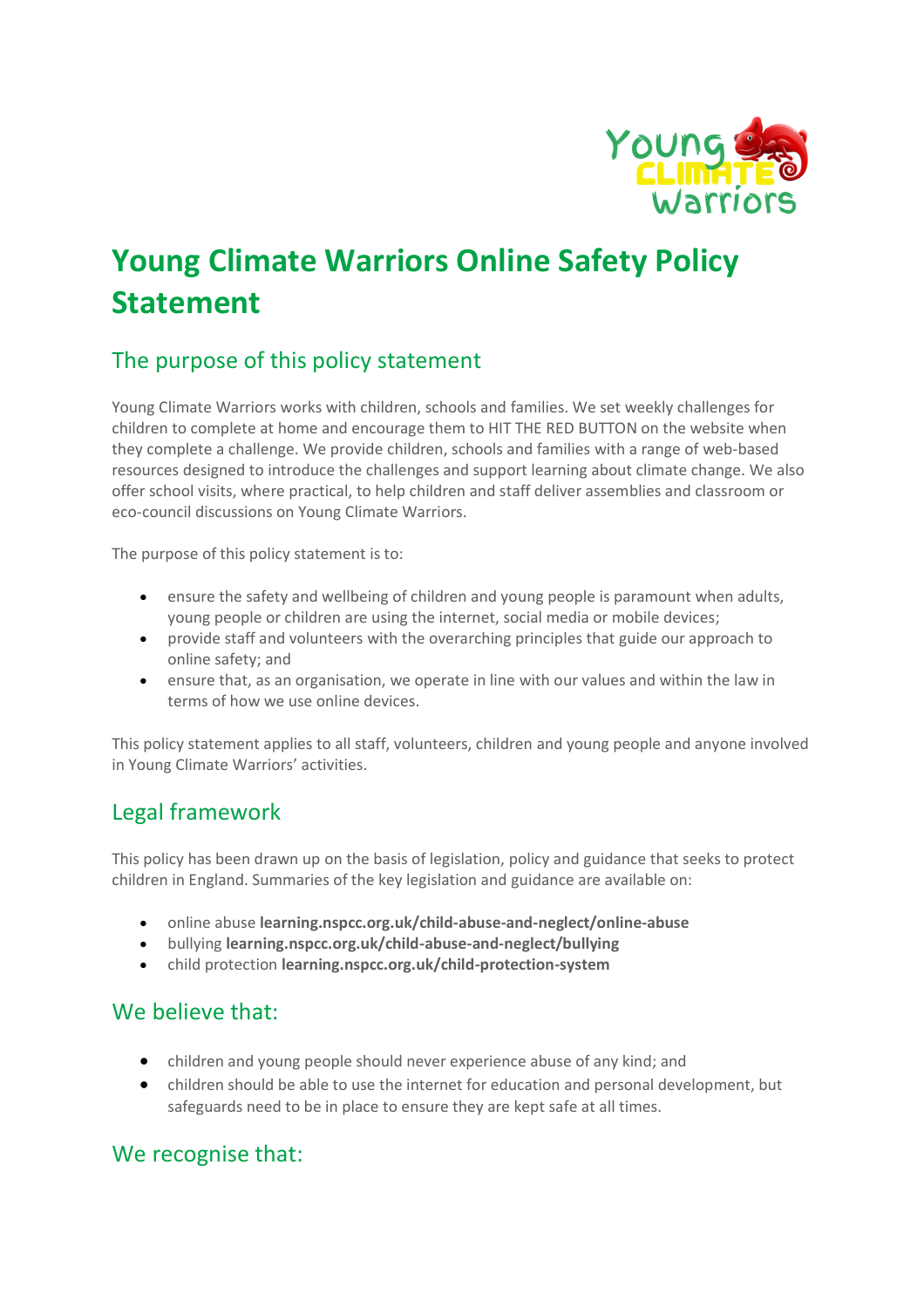# Young Climate Warriors Online Safety Policy Statement

## The purpose of this policy statement

Young Climate Warriors works with children, schools and families. We set weekly challenges for children to complete at home and encourage them to HIT THE RED BUTTON on the website when they complete a challenge. We provide children, schools and families with a range of web-based resources designed to introduce the challenges and support learning about climate change. We also offer school visits, where practical, to help children and staff deliver assemblies and classroom or eco-council discussions on Young Climate Warriors.

The purpose of this policy statement is to:

- ensure the safety and wellbeing of children and young people is paramount when adults, young people or children are using the internet, social media or mobile devices;
- provide staff and volunteers with the overarching principles that guide our approach to online safety; and
- ensure that, as an organisation, we operate in line with our values and within the law in terms of how we use online devices.

This policy statement applies to all staff, volunteers, children and young people and anyone involved in Young Climate Warriors' activities.

## Legal framework

This policy has been drawn up on the basis of legislation, policy and guidance that seeks to protect children in England. Summaries of the key legislation and guidance are available on:

- online abuse **learning.nspcc.org.uk/child-abuse-and-neglect/online-abuse**
- bullying **learning.nspcc.org.uk/child-abuse-and-neglect/bullying**
- child protection **learning.nspcc.org.uk/child-protection-system**

## We believe that:

- children and young people should never experience abuse of any kind; and
- children should be able to use the internet for education and personal development, but safeguards need to be in place to ensure they are kept safe at all times.

## We recognise that: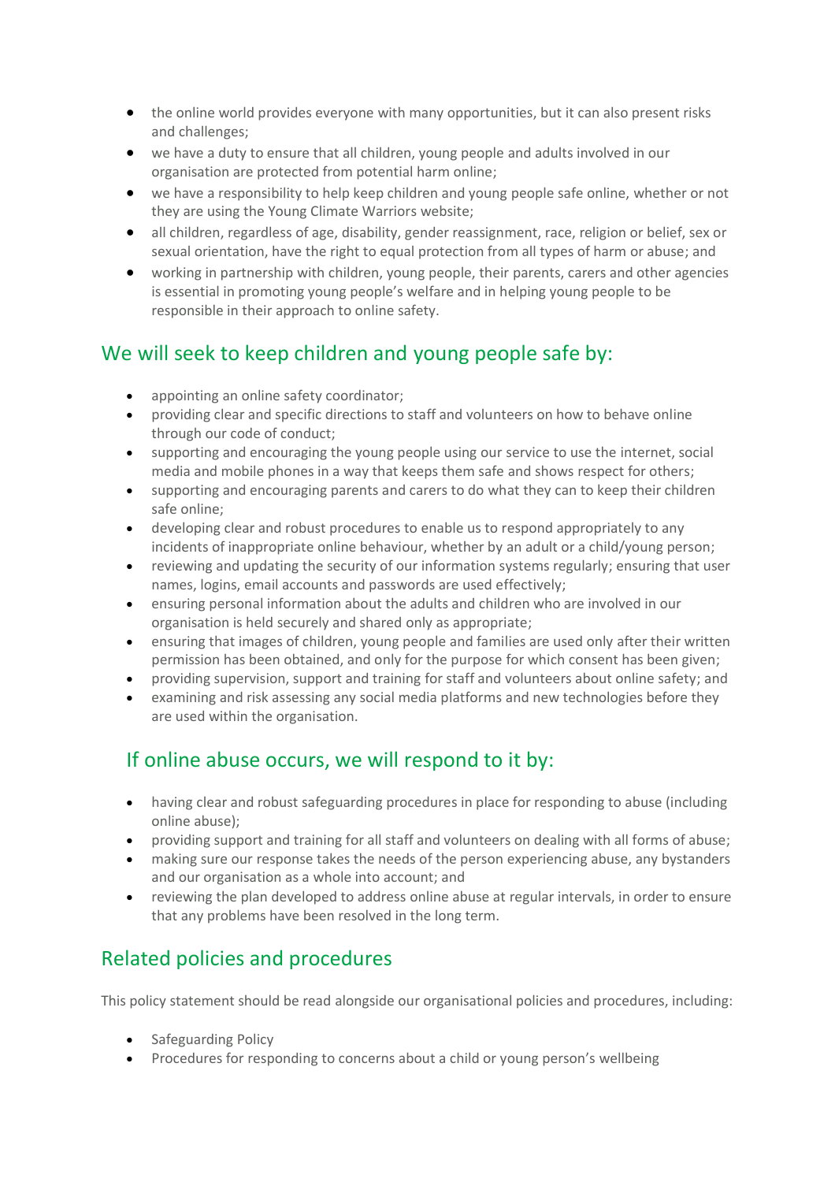- the online world provides everyone with many opportunities, but it can also present risks and challenges;
- we have a duty to ensure that all children, young people and adults involved in our organisation are protected from potential harm online;
- we have a responsibility to help keep children and young people safe online, whether or not they are using the Young Climate Warriors website;
- all children, regardless of age, disability, gender reassignment, race, religion or belief, sex or sexual orientation, have the right to equal protection from all types of harm or abuse; and
- working in partnership with children, young people, their parents, carers and other agencies is essential in promoting young people's welfare and in helping young people to be responsible in their approach to online safety.

## We will seek to keep children and young people safe by:

- appointing an online safety coordinator;
- providing clear and specific directions to staff and volunteers on how to behave online through our code of conduct;
- supporting and encouraging the young people using our service to use the internet, social media and mobile phones in a way that keeps them safe and shows respect for others;
- supporting and encouraging parents and carers to do what they can to keep their children safe online;
- developing clear and robust procedures to enable us to respond appropriately to any incidents of inappropriate online behaviour, whether by an adult or a child/young person;
- reviewing and updating the security of our information systems regularly; ensuring that user names, logins, email accounts and passwords are used effectively;
- ensuring personal information about the adults and children who are involved in our organisation is held securely and shared only as appropriate;
- ensuring that images of children, young people and families are used only after their written permission has been obtained, and only for the purpose for which consent has been given;
- providing supervision, support and training for staff and volunteers about online safety; and
- examining and risk assessing any social media platforms and new technologies before they are used within the organisation.

## If online abuse occurs, we will respond to it by:

- having clear and robust safeguarding procedures in place for responding to abuse (including online abuse);
- providing support and training for all staff and volunteers on dealing with all forms of abuse;
- making sure our response takes the needs of the person experiencing abuse, any bystanders and our organisation as a whole into account; and
- reviewing the plan developed to address online abuse at regular intervals, in order to ensure that any problems have been resolved in the long term.

## Related policies and procedures

This policy statement should be read alongside our organisational policies and procedures, including:

- Safeguarding Policy
- Procedures for responding to concerns about a child or young person's wellbeing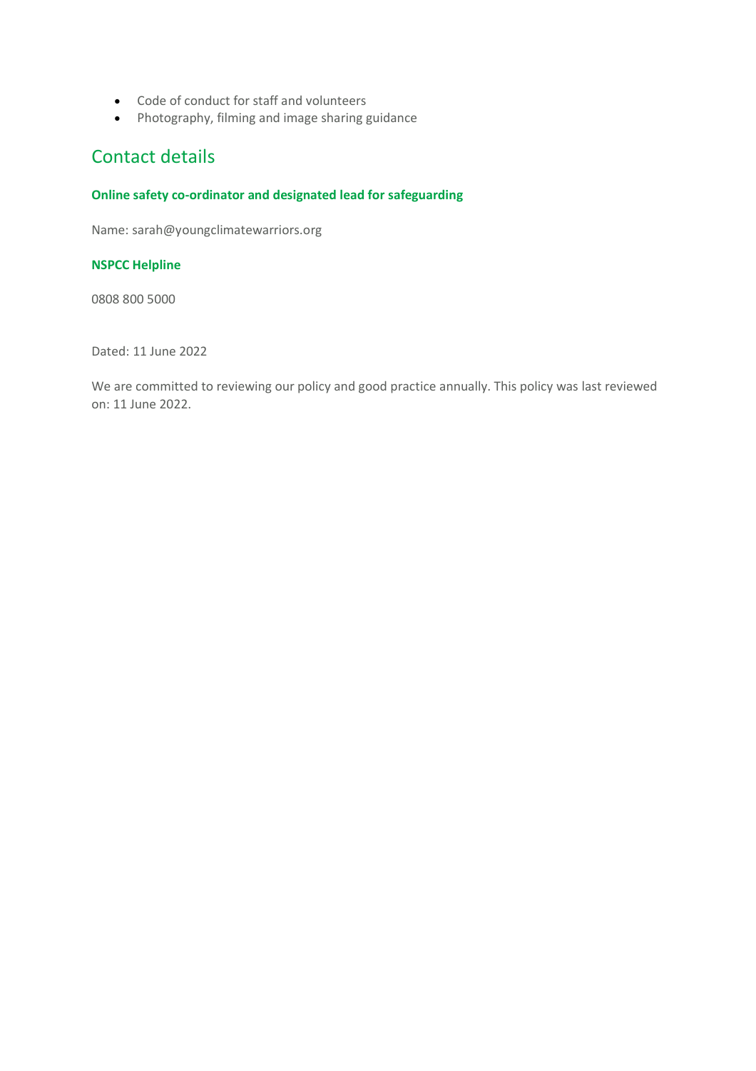- Code of conduct for staff and volunteers
- Photography, filming and image sharing guidance

## Contact details

**Online safety co-ordinator and designated lead for safeguarding**

Name: sarah@youngclimatewarriors.org

**NSPCC Helpline**

0808 800 5000

Dated: 11 June 2022

We are committed to reviewing our policy and good practice annually. This policy was last reviewed on: 11 June 2022.